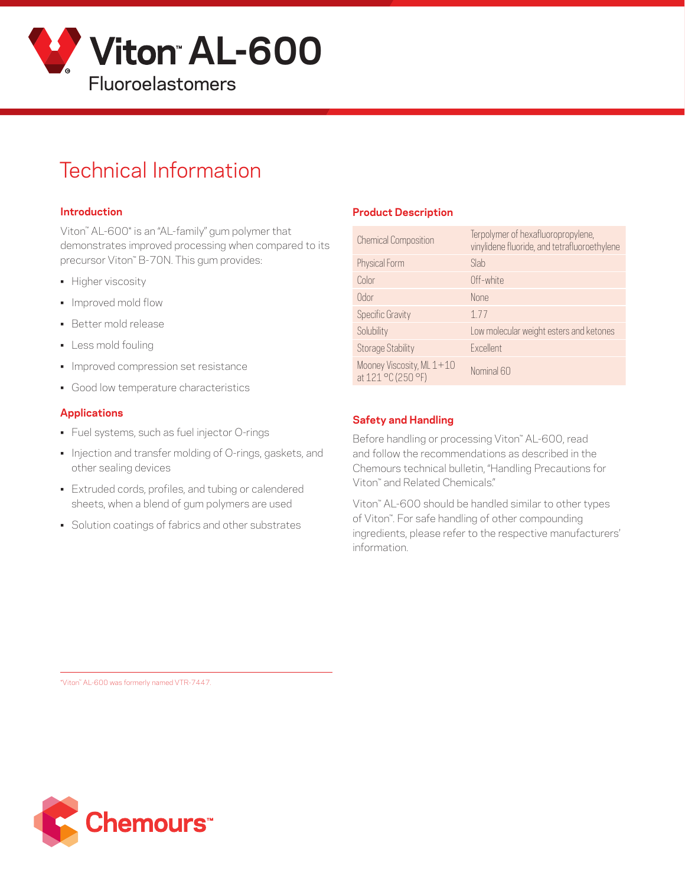# Viton™ AL-600

Fluoroelastomers

## Technical Information

### Introduction

Viton™ AL-600* is an "AL-family" gum polymer that demonstrates improved processing when compared to its precursor Viton™ B-70N. This gum provides:

- Higher viscosity
- Improved mold flow
- Better mold release
- Less mold fouling
- Improved compression set resistance
- Good low temperature characteristics

### Applications

- Fuel systems, such as fuel injector O-rings
- Injection and transfer molding of O-rings, gaskets, and other sealing devices
- Extruded cords, profiles, and tubing or calendered sheets, when a blend of gum polymers are used
- Solution coatings of fabrics and other substrates

### Product Description

| | |
|---|---|
| Chemical Composition | Terpolymer of hexafluoropropylene, vinylidene fluoride, and tetrafluoroethylene |
| Physical Form | Slab |
| Color | Off-white |
| Odor | None |
| Specific Gravity | 1.77 |
| Solubility | Low molecular weight esters and ketones |
| Storage Stability | Excellent |
| Mooney Viscosity, ML 1+10 at 121 °C (250 °F) | Nominal 60 |

### Safety and Handling

Before handling or processing Viton™ AL-600, read and follow the recommendations as described in the Chemours technical bulletin, "Handling Precautions for Viton™ and Related Chemicals."

Viton™ AL-600 should be handled similar to other types of Viton™. For safe handling of other compounding ingredients, please refer to the respective manufacturers' information.

*Viton™ AL-600 was formerly named VTR-7447.

Chemours™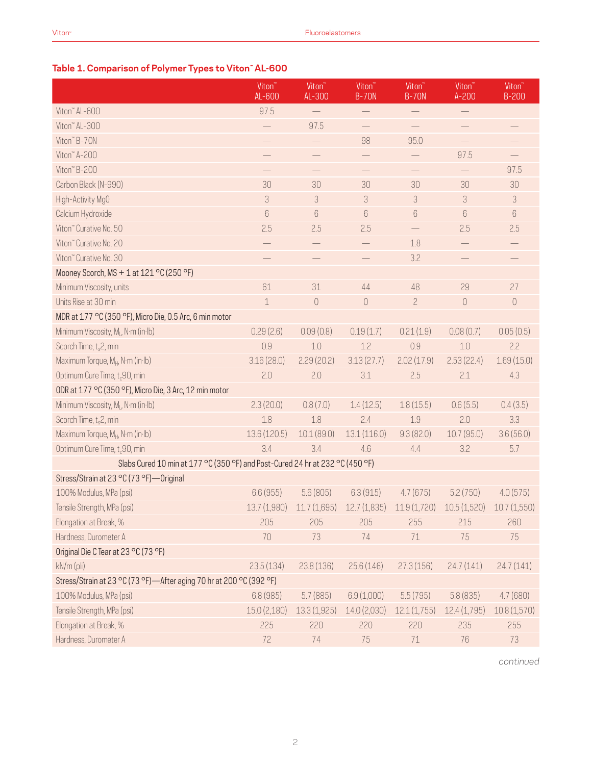## Table 1. Comparison of Polymer Types to Viton™ AL-600

| | Viton™ AL-600 | Viton™ AL-300 | Viton™ B-70N | Viton™ B-70N | Viton™ A-200 | Viton™ B-200 |
|---|---|---|---|---|---|---|
| Viton™ AL-600 | 97.5 | — | — | — | — | |
| Viton™ AL-300 | — | 97.5 | — | — | — | — |
| Viton™ B-70N | — | — | 98 | 95.0 | — | — |
| Viton™ A-200 | — | — | — | — | 97.5 | — |
| Viton™ B-200 | — | — | — | — | — | 97.5 |
| Carbon Black (N-990) | 30 | 30 | 30 | 30 | 30 | 30 |
| High-Activity MgO | 3 | 3 | 3 | 3 | 3 | 3 |
| Calcium Hydroxide | 6 | 6 | 6 | 6 | 6 | 6 |
| Viton™ Curative No. 50 | 2.5 | 2.5 | 2.5 | — | 2.5 | 2.5 |
| Viton™ Curative No. 20 | — | — | — | 1.8 | — | — |
| Viton™ Curative No. 30 | — | — | — | 3.2 | — | — |
| Mooney Scorch, MS + 1 at 121 °C (250 °F) | | | | | | |
| Minimum Viscosity, units | 61 | 31 | 44 | 48 | 29 | 27 |
| Units Rise at 30 min | 1 | 0 | 0 | 2 | 0 | 0 |
| MDR at 177 °C (350 °F), Micro Die, 0.5 Arc, 6 min motor | | | | | | |
| Minimum Viscosity, $M_L$, N·m (in·lb) | 0.29 (2.6) | 0.09 (0.8) | 0.19 (1.7) | 0.21 (1.9) | 0.08 (0.7) | 0.05 (0.5) |
| Scorch Time, $t_s2$, min | 0.9 | 1.0 | 1.2 | 0.9 | 1.0 | 2.2 |
| Maximum Torque, $M_H$, N·m (in·lb) | 3.16 (28.0) | 2.29 (20.2) | 3.13 (27.7) | 2.02 (17.9) | 2.53 (22.4) | 1.69 (15.0) |
| Optimum Cure Time, $t_c90$, min | 2.0 | 2.0 | 3.1 | 2.5 | 2.1 | 4.3 |
| ODR at 177 °C (350 °F), Micro Die, 3 Arc, 12 min motor | | | | | | |
| Minimum Viscosity, $M_L$, N·m (in·lb) | 2.3 (20.0) | 0.8 (7.0) | 1.4 (12.5) | 1.8 (15.5) | 0.6 (5.5) | 0.4 (3.5) |
| Scorch Time, $t_s2$, min | 1.8 | 1.8 | 2.4 | 1.9 | 2.0 | 3.3 |
| Maximum Torque, $M_H$, N·m (in·lb) | 13.6 (120.5) | 10.1 (89.0) | 13.1 (116.0) | 9.3 (82.0) | 10.7 (95.0) | 3.6 (56.0) |
| Optimum Cure Time, $t_c90$, min | 3.4 | 3.4 | 4.6 | 4.4 | 3.2 | 5.7 |
| Slabs Cured 10 min at 177 °C (350 °F) and Post-Cured 24 hr at 232 °C (450 °F) | | | | | | |
| Stress/Strain at 23 °C (73 °F)—Original | | | | | | |
| 100% Modulus, MPa (psi) | 6.6 (955) | 5.6 (805) | 6.3 (915) | 4.7 (675) | 5.2 (750) | 4.0 (575) |
| Tensile Strength, MPa (psi) | 13.7 (1,980) | 11.7 (1,695) | 12.7 (1,835) | 11.9 (1,720) | 10.5 (1,520) | 10.7 (1,550) |
| Elongation at Break, % | 205 | 205 | 205 | 255 | 215 | 260 |
| Hardness, Durometer A | 70 | 73 | 74 | 71 | 75 | 75 |
| Original Die C Tear at 23 °C (73 °F) | | | | | | |
| kN/m (pli) | 23.5 (134) | 23.8 (136) | 25.6 (146) | 27.3 (156) | 24.7 (141) | 24.7 (141) |
| Stress/Strain at 23 °C (73 °F)—After aging 70 hr at 200 °C (392 °F) | | | | | | |
| 100% Modulus, MPa (psi) | 6.8 (985) | 5.7 (885) | 6.9 (1,000) | 5.5 (795) | 5.8 (835) | 4.7 (680) |
| Tensile Strength, MPa (psi) | 15.0 (2,180) | 13.3 (1,925) | 14.0 (2,030) | 12.1 (1,755) | 12.4 (1,795) | 10.8 (1,570) |
| Elongation at Break, % | 225 | 220 | 220 | 220 | 235 | 255 |
| Hardness, Durometer A | 72 | 74 | 75 | 71 | 76 | 73 |

*continued*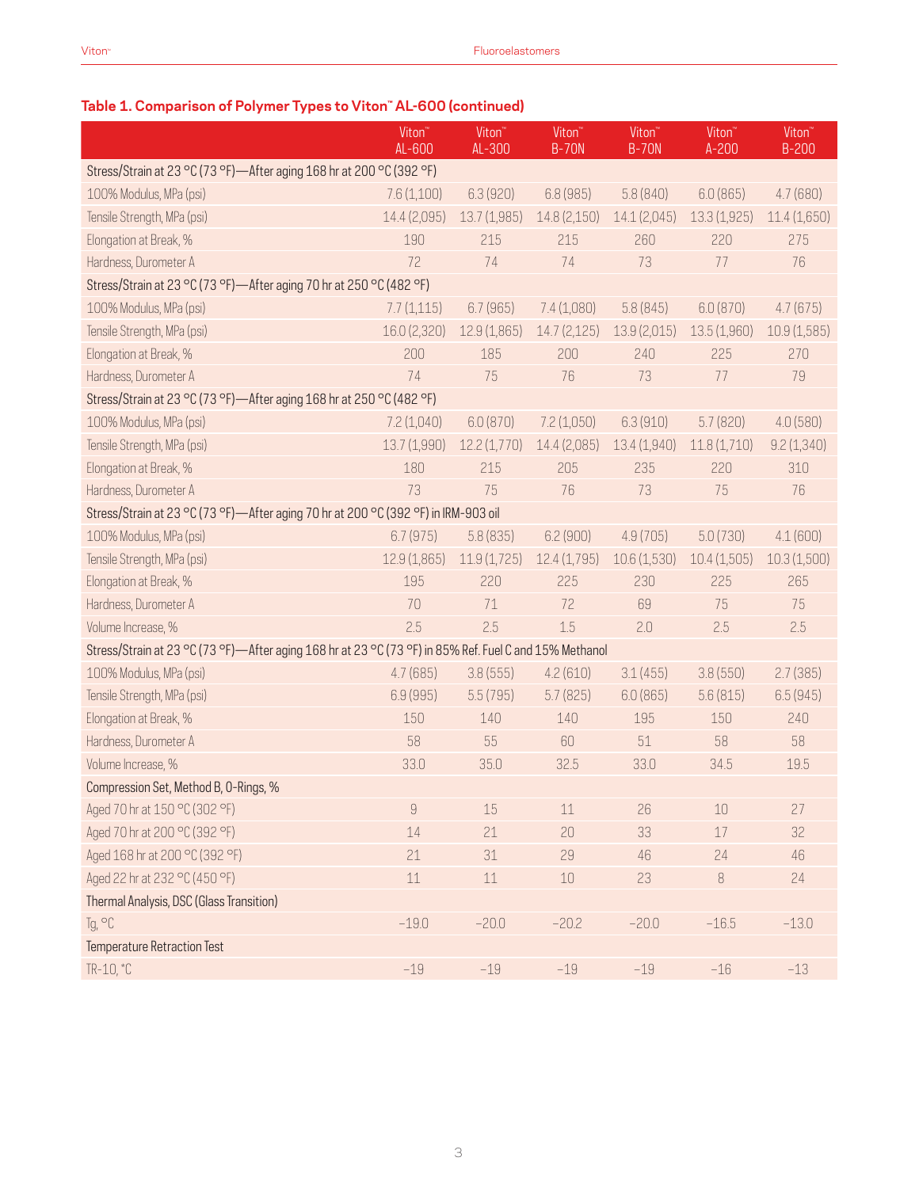### Table 1. Comparison of Polymer Types to Viton™ AL-600 (continued)

| | Viton™ AL-600 | Viton™ AL-300 | Viton™ B-70N | Viton™ B-70N | Viton™ A-200 | Viton™ B-200 |
|---|---|---|---|---|---|---|
| Stress/Strain at 23 °C (73 °F)—After aging 168 hr at 200 °C (392 °F) | | | | | | |
| 100% Modulus, MPa (psi) | 7.6 (1,100) | 6.3 (920) | 6.8 (985) | 5.8 (840) | 6.0 (865) | 4.7 (680) |
| Tensile Strength, MPa (psi) | 14.4 (2,095) | 13.7 (1,985) | 14.8 (2,150) | 14.1 (2,045) | 13.3 (1,925) | 11.4 (1,650) |
| Elongation at Break, % | 190 | 215 | 215 | 260 | 220 | 275 |
| Hardness, Durometer A | 72 | 74 | 74 | 73 | 77 | 76 |
| Stress/Strain at 23 °C (73 °F)—After aging 70 hr at 250 °C (482 °F) | | | | | | |
| 100% Modulus, MPa (psi) | 7.7 (1,115) | 6.7 (965) | 7.4 (1,080) | 5.8 (845) | 6.0 (870) | 4.7 (675) |
| Tensile Strength, MPa (psi) | 16.0 (2,320) | 12.9 (1,865) | 14.7 (2,125) | 13.9 (2,015) | 13.5 (1,960) | 10.9 (1,585) |
| Elongation at Break, % | 200 | 185 | 200 | 240 | 225 | 270 |
| Hardness, Durometer A | 74 | 75 | 76 | 73 | 77 | 79 |
| Stress/Strain at 23 °C (73 °F)—After aging 168 hr at 250 °C (482 °F) | | | | | | |
| 100% Modulus, MPa (psi) | 7.2 (1,040) | 6.0 (870) | 7.2 (1,050) | 6.3 (910) | 5.7 (820) | 4.0 (580) |
| Tensile Strength, MPa (psi) | 13.7 (1,990) | 12.2 (1,770) | 14.4 (2,085) | 13.4 (1,940) | 11.8 (1,710) | 9.2 (1,340) |
| Elongation at Break, % | 180 | 215 | 205 | 235 | 220 | 310 |
| Hardness, Durometer A | 73 | 75 | 76 | 73 | 75 | 76 |
| Stress/Strain at 23 °C (73 °F)—After aging 70 hr at 200 °C (392 °F) in IRM-903 oil | | | | | | |
| 100% Modulus, MPa (psi) | 6.7 (975) | 5.8 (835) | 6.2 (900) | 4.9 (705) | 5.0 (730) | 4.1 (600) |
| Tensile Strength, MPa (psi) | 12.9 (1,865) | 11.9 (1,725) | 12.4 (1,795) | 10.6 (1,530) | 10.4 (1,505) | 10.3 (1,500) |
| Elongation at Break, % | 195 | 220 | 225 | 230 | 225 | 265 |
| Hardness, Durometer A | 70 | 71 | 72 | 69 | 75 | 75 |
| Volume Increase, % | 2.5 | 2.5 | 1.5 | 2.0 | 2.5 | 2.5 |
| Stress/Strain at 23 °C (73 °F)—After aging 168 hr at 23 °C (73 °F) in 85% Ref. Fuel C and 15% Methanol | | | | | | |
| 100% Modulus, MPa (psi) | 4.7 (685) | 3.8 (555) | 4.2 (610) | 3.1 (455) | 3.8 (550) | 2.7 (385) |
| Tensile Strength, MPa (psi) | 6.9 (995) | 5.5 (795) | 5.7 (825) | 6.0 (865) | 5.6 (815) | 6.5 (945) |
| Elongation at Break, % | 150 | 140 | 140 | 195 | 150 | 240 |
| Hardness, Durometer A | 58 | 55 | 60 | 51 | 58 | 58 |
| Volume Increase, % | 33.0 | 35.0 | 32.5 | 33.0 | 34.5 | 19.5 |
| Compression Set, Method B, O-Rings, % | | | | | | |
| Aged 70 hr at 150 °C (302 °F) | 9 | 15 | 11 | 26 | 10 | 27 |
| Aged 70 hr at 200 °C (392 °F) | 14 | 21 | 20 | 33 | 17 | 32 |
| Aged 168 hr at 200 °C (392 °F) | 21 | 31 | 29 | 46 | 24 | 46 |
| Aged 22 hr at 232 °C (450 °F) | 11 | 11 | 10 | 23 | 8 | 24 |
| Thermal Analysis, DSC (Glass Transition) | | | | | | |
| Tg, °C | −19.0 | −20.0 | −20.2 | −20.0 | −16.5 | −13.0 |
| Temperature Retraction Test | | | | | | |
| TR-10, °C | −19 | −19 | −19 | −19 | −16 | −13 |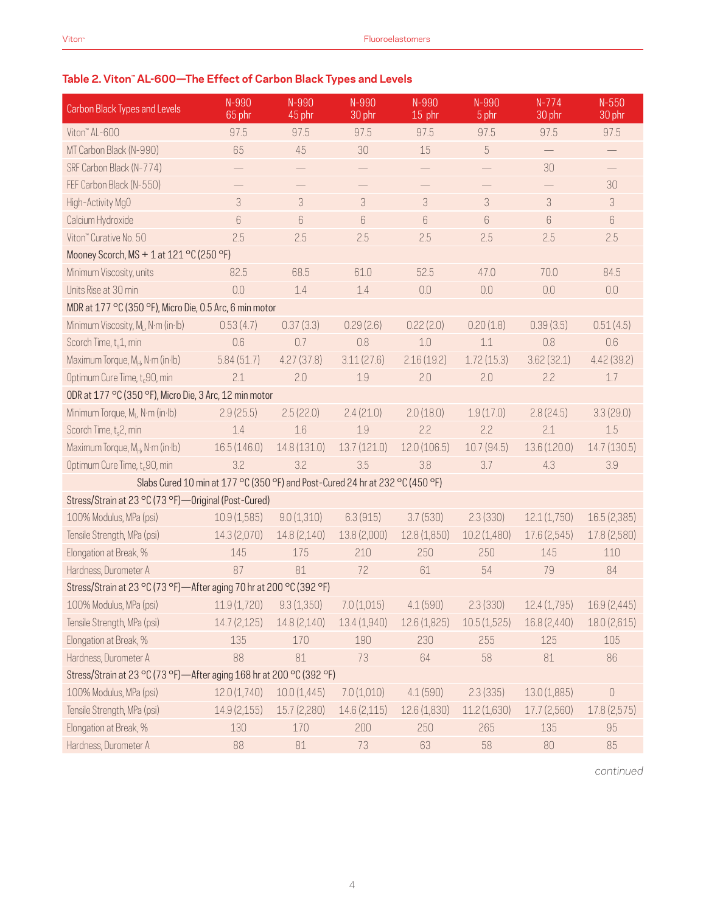## Table 2. Viton™ AL-600—The Effect of Carbon Black Types and Levels

| Carbon Black Types and Levels | N-990 65 phr | N-990 45 phr | N-990 30 phr | N-990 15 phr | N-990 5 phr | N-774 30 phr | N-550 30 phr |
|---|---|---|---|---|---|---|---|
| Viton™ AL-600 | 97.5 | 97.5 | 97.5 | 97.5 | 97.5 | 97.5 | 97.5 |
| MT Carbon Black (N-990) | 65 | 45 | 30 | 15 | 5 | — | — |
| SRF Carbon Black (N-774) | — | — | — | — | — | 30 | — |
| FEF Carbon Black (N-550) | — | — | — | — | — | — | 30 |
| High-Activity MgO | 3 | 3 | 3 | 3 | 3 | 3 | 3 |
| Calcium Hydroxide | 6 | 6 | 6 | 6 | 6 | 6 | 6 |
| Viton™ Curative No. 50 | 2.5 | 2.5 | 2.5 | 2.5 | 2.5 | 2.5 | 2.5 |
| Mooney Scorch, MS + 1 at 121 °C (250 °F) | | | | | | | |
| Minimum Viscosity, units | 82.5 | 68.5 | 61.0 | 52.5 | 47.0 | 70.0 | 84.5 |
| Units Rise at 30 min | 0.0 | 1.4 | 1.4 | 0.0 | 0.0 | 0.0 | 0.0 |
| MDR at 177 °C (350 °F), Micro Die, 0.5 Arc, 6 min motor | | | | | | | |
| Minimum Viscosity, $M_L$, N·m (in·lb) | 0.53 (4.7) | 0.37 (3.3) | 0.29 (2.6) | 0.22 (2.0) | 0.20 (1.8) | 0.39 (3.5) | 0.51 (4.5) |
| Scorch Time, $t_s1$, min | 0.6 | 0.7 | 0.8 | 1.0 | 1.1 | 0.8 | 0.6 |
| Maximum Torque, $M_H$, N·m (in·lb) | 5.84 (51.7) | 4.27 (37.8) | 3.11 (27.6) | 2.16 (19.2) | 1.72 (15.3) | 3.62 (32.1) | 4.42 (39.2) |
| Optimum Cure Time, $t_c90$, min | 2.1 | 2.0 | 1.9 | 2.0 | 2.0 | 2.2 | 1.7 |
| ODR at 177 °C (350 °F), Micro Die, 3 Arc, 12 min motor | | | | | | | |
| Minimum Torque, $M_L$, N·m (in·lb) | 2.9 (25.5) | 2.5 (22.0) | 2.4 (21.0) | 2.0 (18.0) | 1.9 (17.0) | 2.8 (24.5) | 3.3 (29.0) |
| Scorch Time, $t_s2$, min | 1.4 | 1.6 | 1.9 | 2.2 | 2.2 | 2.1 | 1.5 |
| Maximum Torque, $M_H$, N·m (in·lb) | 16.5 (146.0) | 14.8 (131.0) | 13.7 (121.0) | 12.0 (106.5) | 10.7 (94.5) | 13.6 (120.0) | 14.7 (130.5) |
| Optimum Cure Time, $t_c90$, min | 3.2 | 3.2 | 3.5 | 3.8 | 3.7 | 4.3 | 3.9 |
| Slabs Cured 10 min at 177 °C (350 °F) and Post-Cured 24 hr at 232 °C (450 °F) | | | | | | | |
| Stress/Strain at 23 °C (73 °F)—Original (Post-Cured) | | | | | | | |
| 100% Modulus, MPa (psi) | 10.9 (1,585) | 9.0 (1,310) | 6.3 (915) | 3.7 (530) | 2.3 (330) | 12.1 (1,750) | 16.5 (2,385) |
| Tensile Strength, MPa (psi) | 14.3 (2,070) | 14.8 (2,140) | 13.8 (2,000) | 12.8 (1,850) | 10.2 (1,480) | 17.6 (2,545) | 17.8 (2,580) |
| Elongation at Break, % | 145 | 175 | 210 | 250 | 250 | 145 | 110 |
| Hardness, Durometer A | 87 | 81 | 72 | 61 | 54 | 79 | 84 |
| Stress/Strain at 23 °C (73 °F)—After aging 70 hr at 200 °C (392 °F) | | | | | | | |
| 100% Modulus, MPa (psi) | 11.9 (1,720) | 9.3 (1,350) | 7.0 (1,015) | 4.1 (590) | 2.3 (330) | 12.4 (1,795) | 16.9 (2,445) |
| Tensile Strength, MPa (psi) | 14.7 (2,125) | 14.8 (2,140) | 13.4 (1,940) | 12.6 (1,825) | 10.5 (1,525) | 16.8 (2,440) | 18.0 (2,615) |
| Elongation at Break, % | 135 | 170 | 190 | 230 | 255 | 125 | 105 |
| Hardness, Durometer A | 88 | 81 | 73 | 64 | 58 | 81 | 86 |
| Stress/Strain at 23 °C (73 °F)—After aging 168 hr at 200 °C (392 °F) | | | | | | | |
| 100% Modulus, MPa (psi) | 12.0 (1,740) | 10.0 (1,445) | 7.0 (1,010) | 4.1 (590) | 2.3 (335) | 13.0 (1,885) | 0 |
| Tensile Strength, MPa (psi) | 14.9 (2,155) | 15.7 (2,280) | 14.6 (2,115) | 12.6 (1,830) | 11.2 (1,630) | 17.7 (2,560) | 17.8 (2,575) |
| Elongation at Break, % | 130 | 170 | 200 | 250 | 265 | 135 | 95 |
| Hardness, Durometer A | 88 | 81 | 73 | 63 | 58 | 80 | 85 |

*continued*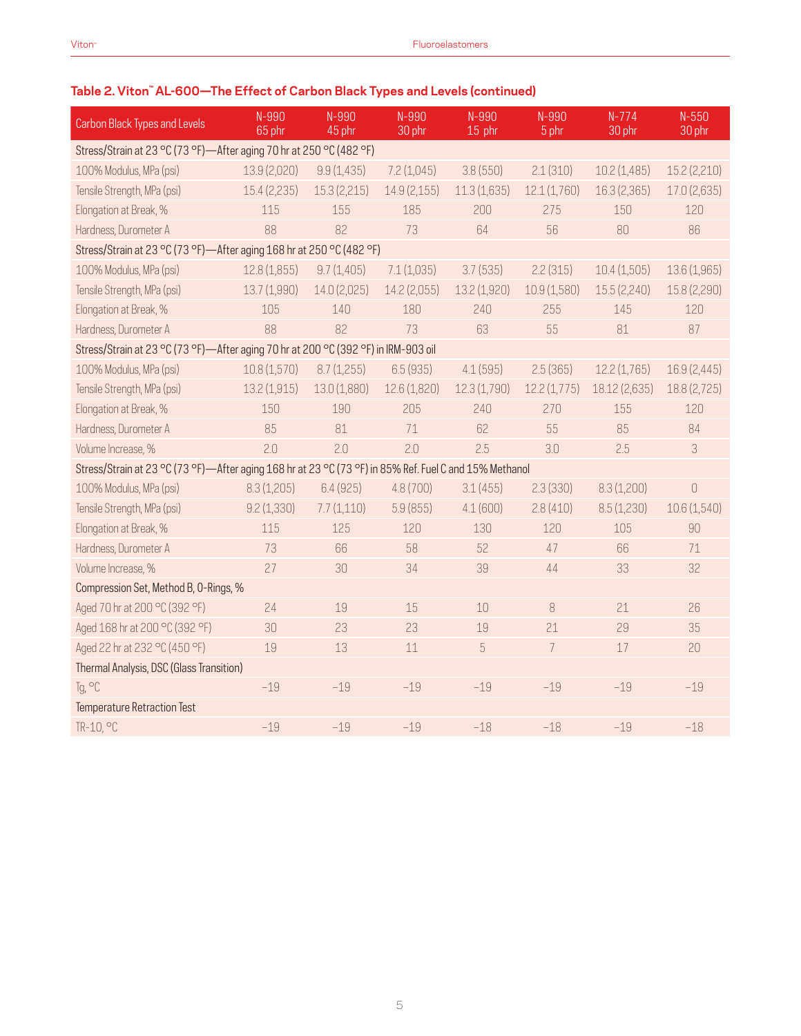### Table 2. Viton™ AL-600—The Effect of Carbon Black Types and Levels (continued)

| Carbon Black Types and Levels | N-990 65 phr | N-990 45 phr | N-990 30 phr | N-990 15 phr | N-990 5 phr | N-774 30 phr | N-550 30 phr |
|---|---|---|---|---|---|---|---|
| Stress/Strain at 23 °C (73 °F)—After aging 70 hr at 250 °C (482 °F) | | | | | | | |
| 100% Modulus, MPa (psi) | 13.9 (2,020) | 9.9 (1,435) | 7.2 (1,045) | 3.8 (550) | 2.1 (310) | 10.2 (1,485) | 15.2 (2,210) |
| Tensile Strength, MPa (psi) | 15.4 (2,235) | 15.3 (2,215) | 14.9 (2,155) | 11.3 (1,635) | 12.1 (1,760) | 16.3 (2,365) | 17.0 (2,635) |
| Elongation at Break, % | 115 | 155 | 185 | 200 | 275 | 150 | 120 |
| Hardness, Durometer A | 88 | 82 | 73 | 64 | 56 | 80 | 86 |
| Stress/Strain at 23 °C (73 °F)—After aging 168 hr at 250 °C (482 °F) | | | | | | | |
| 100% Modulus, MPa (psi) | 12.8 (1,855) | 9.7 (1,405) | 7.1 (1,035) | 3.7 (535) | 2.2 (315) | 10.4 (1,505) | 13.6 (1,965) |
| Tensile Strength, MPa (psi) | 13.7 (1,990) | 14.0 (2,025) | 14.2 (2,055) | 13.2 (1,920) | 10.9 (1,580) | 15.5 (2,240) | 15.8 (2,290) |
| Elongation at Break, % | 105 | 140 | 180 | 240 | 255 | 145 | 120 |
| Hardness, Durometer A | 88 | 82 | 73 | 63 | 55 | 81 | 87 |
| Stress/Strain at 23 °C (73 °F)—After aging 70 hr at 200 °C (392 °F) in IRM-903 oil | | | | | | | |
| 100% Modulus, MPa (psi) | 10.8 (1,570) | 8.7 (1,255) | 6.5 (935) | 4.1 (595) | 2.5 (365) | 12.2 (1,765) | 16.9 (2,445) |
| Tensile Strength, MPa (psi) | 13.2 (1,915) | 13.0 (1,880) | 12.6 (1,820) | 12.3 (1,790) | 12.2 (1,775) | 18.12 (2,635) | 18.8 (2,725) |
| Elongation at Break, % | 150 | 190 | 205 | 240 | 270 | 155 | 120 |
| Hardness, Durometer A | 85 | 81 | 71 | 62 | 55 | 85 | 84 |
| Volume Increase, % | 2.0 | 2.0 | 2.0 | 2.5 | 3.0 | 2.5 | 3 |
| Stress/Strain at 23 °C (73 °F)—After aging 168 hr at 23 °C (73 °F) in 85% Ref. Fuel C and 15% Methanol | | | | | | | |
| 100% Modulus, MPa (psi) | 8.3 (1,205) | 6.4 (925) | 4.8 (700) | 3.1 (455) | 2.3 (330) | 8.3 (1,200) | 0 |
| Tensile Strength, MPa (psi) | 9.2 (1,330) | 7.7 (1,110) | 5.9 (855) | 4.1 (600) | 2.8 (410) | 8.5 (1,230) | 10.6 (1,540) |
| Elongation at Break, % | 115 | 125 | 120 | 130 | 120 | 105 | 90 |
| Hardness, Durometer A | 73 | 66 | 58 | 52 | 47 | 66 | 71 |
| Volume Increase, % | 27 | 30 | 34 | 39 | 44 | 33 | 32 |
| Compression Set, Method B, O-Rings, % | | | | | | | |
| Aged 70 hr at 200 °C (392 °F) | 24 | 19 | 15 | 10 | 8 | 21 | 26 |
| Aged 168 hr at 200 °C (392 °F) | 30 | 23 | 23 | 19 | 21 | 29 | 35 |
| Aged 22 hr at 232 °C (450 °F) | 19 | 13 | 11 | 5 | 7 | 17 | 20 |
| Thermal Analysis, DSC (Glass Transition) | | | | | | | |
| Tg, °C | −19 | −19 | −19 | −19 | −19 | −19 | −19 |
| Temperature Retraction Test | | | | | | | |
| TR-10, °C | −19 | −19 | −19 | −18 | −18 | −19 | −18 |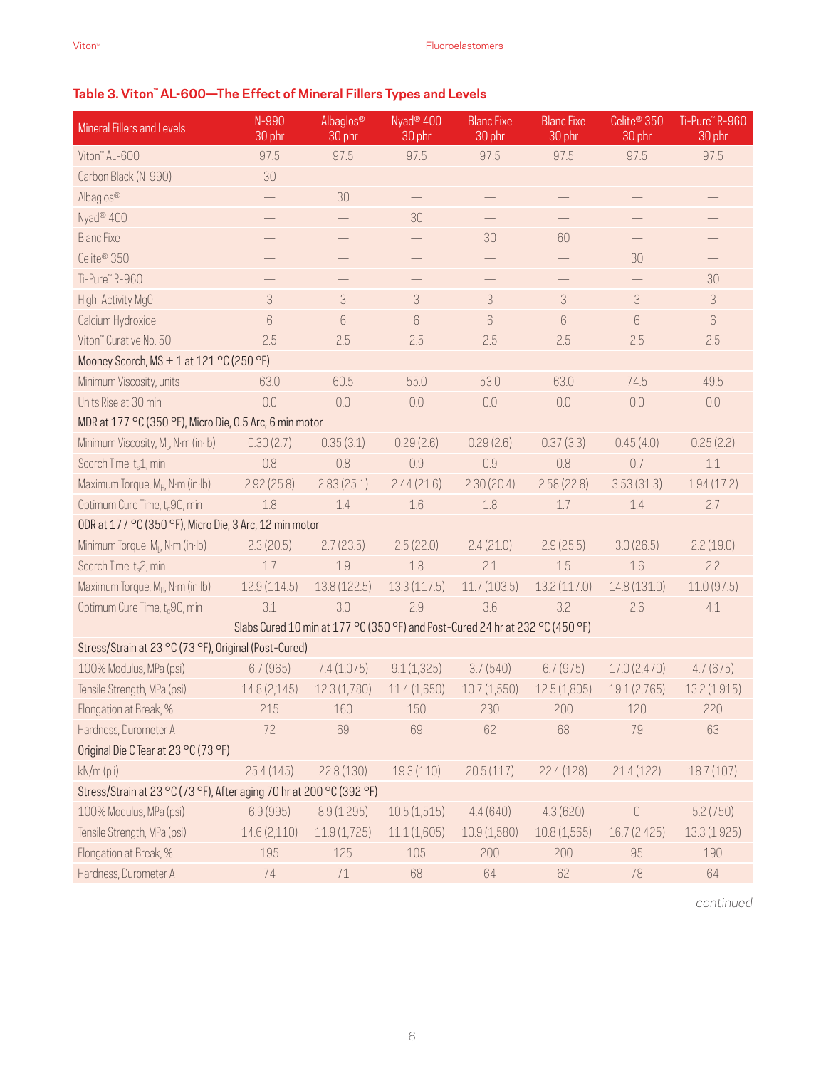## Table 3. Viton™ AL-600—The Effect of Mineral Fillers Types and Levels

| Mineral Fillers and Levels | N-990 30 phr | Albaglos® 30 phr | Nyad® 400 30 phr | Blanc Fixe 30 phr | Blanc Fixe 30 phr | Celite® 350 30 phr | Ti-Pure™ R-960 30 phr |
|---|---|---|---|---|---|---|---|
| Viton™ AL-600 | 97.5 | 97.5 | 97.5 | 97.5 | 97.5 | 97.5 | 97.5 |
| Carbon Black (N-990) | 30 | — | — | — | — | — | — |
| Albaglos® | — | 30 | — | — | — | — | — |
| Nyad® 400 | — | — | 30 | — | — | — | — |
| Blanc Fixe | — | — | — | 30 | 60 | — | — |
| Celite® 350 | — | — | — | — | — | 30 | — |
| Ti-Pure™ R-960 | — | — | — | — | — | — | 30 |
| High-Activity MgO | 3 | 3 | 3 | 3 | 3 | 3 | 3 |
| Calcium Hydroxide | 6 | 6 | 6 | 6 | 6 | 6 | 6 |
| Viton™ Curative No. 50 | 2.5 | 2.5 | 2.5 | 2.5 | 2.5 | 2.5 | 2.5 |
| Mooney Scorch, MS + 1 at 121 °C (250 °F) | | | | | | | |
| Minimum Viscosity, units | 63.0 | 60.5 | 55.0 | 53.0 | 63.0 | 74.5 | 49.5 |
| Units Rise at 30 min | 0.0 | 0.0 | 0.0 | 0.0 | 0.0 | 0.0 | 0.0 |
| MDR at 177 °C (350 °F), Micro Die, 0.5 Arc, 6 min motor | | | | | | | |
| Minimum Viscosity, $M_L$, N·m (in·lb) | 0.30 (2.7) | 0.35 (3.1) | 0.29 (2.6) | 0.29 (2.6) | 0.37 (3.3) | 0.45 (4.0) | 0.25 (2.2) |
| Scorch Time, $t_s1$, min | 0.8 | 0.8 | 0.9 | 0.9 | 0.8 | 0.7 | 1.1 |
| Maximum Torque, $M_H$, N·m (in·lb) | 2.92 (25.8) | 2.83 (25.1) | 2.44 (21.6) | 2.30 (20.4) | 2.58 (22.8) | 3.53 (31.3) | 1.94 (17.2) |
| Optimum Cure Time, $t_c90$, min | 1.8 | 1.4 | 1.6 | 1.8 | 1.7 | 1.4 | 2.7 |
| ODR at 177 °C (350 °F), Micro Die, 3 Arc, 12 min motor | | | | | | | |
| Minimum Torque, $M_L$, N·m (in·lb) | 2.3 (20.5) | 2.7 (23.5) | 2.5 (22.0) | 2.4 (21.0) | 2.9 (25.5) | 3.0 (26.5) | 2.2 (19.0) |
| Scorch Time, $t_s2$, min | 1.7 | 1.9 | 1.8 | 2.1 | 1.5 | 1.6 | 2.2 |
| Maximum Torque, $M_H$, N·m (in·lb) | 12.9 (114.5) | 13.8 (122.5) | 13.3 (117.5) | 11.7 (103.5) | 13.2 (117.0) | 14.8 (131.0) | 11.0 (97.5) |
| Optimum Cure Time, $t_c90$, min | 3.1 | 3.0 | 2.9 | 3.6 | 3.2 | 2.6 | 4.1 |
| Slabs Cured 10 min at 177 °C (350 °F) and Post-Cured 24 hr at 232 °C (450 °F) | | | | | | | |
| Stress/Strain at 23 °C (73 °F), Original (Post-Cured) | | | | | | | |
| 100% Modulus, MPa (psi) | 6.7 (965) | 7.4 (1,075) | 9.1 (1,325) | 3.7 (540) | 6.7 (975) | 17.0 (2,470) | 4.7 (675) |
| Tensile Strength, MPa (psi) | 14.8 (2,145) | 12.3 (1,780) | 11.4 (1,650) | 10.7 (1,550) | 12.5 (1,805) | 19.1 (2,765) | 13.2 (1,915) |
| Elongation at Break, % | 215 | 160 | 150 | 230 | 200 | 120 | 220 |
| Hardness, Durometer A | 72 | 69 | 69 | 62 | 68 | 79 | 63 |
| Original Die C Tear at 23 °C (73 °F) | | | | | | | |
| kN/m (pli) | 25.4 (145) | 22.8 (130) | 19.3 (110) | 20.5 (117) | 22.4 (128) | 21.4 (122) | 18.7 (107) |
| Stress/Strain at 23 °C (73 °F), After aging 70 hr at 200 °C (392 °F) | | | | | | | |
| 100% Modulus, MPa (psi) | 6.9 (995) | 8.9 (1,295) | 10.5 (1,515) | 4.4 (640) | 4.3 (620) | 0 | 5.2 (750) |
| Tensile Strength, MPa (psi) | 14.6 (2,110) | 11.9 (1,725) | 11.1 (1,605) | 10.9 (1,580) | 10.8 (1,565) | 16.7 (2,425) | 13.3 (1,925) |
| Elongation at Break, % | 195 | 125 | 105 | 200 | 200 | 95 | 190 |
| Hardness, Durometer A | 74 | 71 | 68 | 64 | 62 | 78 | 64 |

*continued*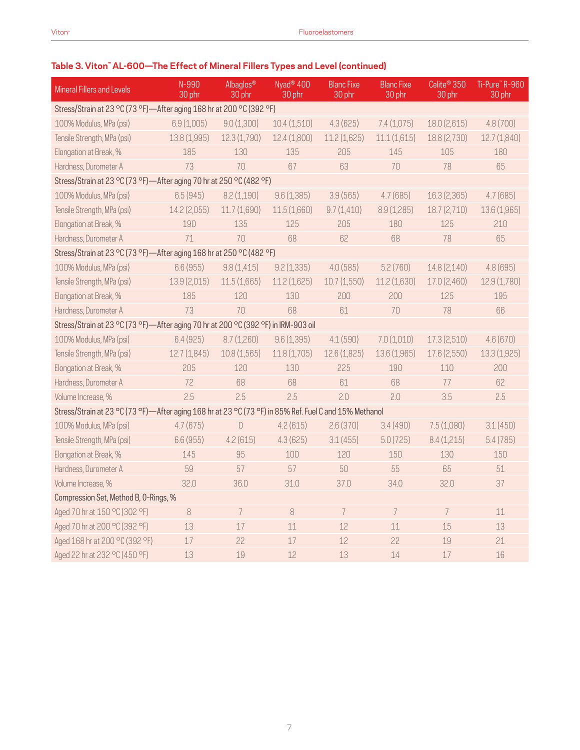### Table 3. Viton™ AL-600—The Effect of Mineral Fillers Types and Level (continued)

| Mineral Fillers and Levels | N-990 30 phr | Albaglos® 30 phr | Nyad® 400 30 phr | Blanc Fixe 30 phr | Blanc Fixe 30 phr | Celite® 350 30 phr | Ti-Pure™ R-960 30 phr |
|---|---|---|---|---|---|---|---|
| **Stress/Strain at 23 °C (73 °F)—After aging 168 hr at 200 °C (392 °F)** | | | | | | | |
| 100% Modulus, MPa (psi) | 6.9 (1,005) | 9.0 (1,300) | 10.4 (1,510) | 4.3 (625) | 7.4 (1,075) | 18.0 (2,615) | 4.8 (700) |
| Tensile Strength, MPa (psi) | 13.8 (1,995) | 12.3 (1,790) | 12.4 (1,800) | 11.2 (1,625) | 11.1 (1,615) | 18.8 (2,730) | 12.7 (1,840) |
| Elongation at Break, % | 185 | 130 | 135 | 205 | 145 | 105 | 180 |
| Hardness, Durometer A | 73 | 70 | 67 | 63 | 70 | 78 | 65 |
| **Stress/Strain at 23 °C (73 °F)—After aging 70 hr at 250 °C (482 °F)** | | | | | | | |
| 100% Modulus, MPa (psi) | 6.5 (945) | 8.2 (1,190) | 9.6 (1,385) | 3.9 (565) | 4.7 (685) | 16.3 (2,365) | 4.7 (685) |
| Tensile Strength, MPa (psi) | 14.2 (2,055) | 11.7 (1,690) | 11.5 (1,660) | 9.7 (1,410) | 8.9 (1,285) | 18.7 (2,710) | 13.6 (1,965) |
| Elongation at Break, % | 190 | 135 | 125 | 205 | 180 | 125 | 210 |
| Hardness, Durometer A | 71 | 70 | 68 | 62 | 68 | 78 | 65 |
| **Stress/Strain at 23 °C (73 °F)—After aging 168 hr at 250 °C (482 °F)** | | | | | | | |
| 100% Modulus, MPa (psi) | 6.6 (955) | 9.8 (1,415) | 9.2 (1,335) | 4.0 (585) | 5.2 (760) | 14.8 (2,140) | 4.8 (695) |
| Tensile Strength, MPa (psi) | 13.9 (2,015) | 11.5 (1,665) | 11.2 (1,625) | 10.7 (1,550) | 11.2 (1,630) | 17.0 (2,460) | 12.9 (1,780) |
| Elongation at Break, % | 185 | 120 | 130 | 200 | 200 | 125 | 195 |
| Hardness, Durometer A | 73 | 70 | 68 | 61 | 70 | 78 | 66 |
| **Stress/Strain at 23 °C (73 °F)—After aging 70 hr at 200 °C (392 °F) in IRM-903 oil** | | | | | | | |
| 100% Modulus, MPa (psi) | 6.4 (925) | 8.7 (1,260) | 9.6 (1,395) | 4.1 (590) | 7.0 (1,010) | 17.3 (2,510) | 4.6 (670) |
| Tensile Strength, MPa (psi) | 12.7 (1,845) | 10.8 (1,565) | 11.8 (1,705) | 12.6 (1,825) | 13.6 (1,965) | 17.6 (2,550) | 13.3 (1,925) |
| Elongation at Break, % | 205 | 120 | 130 | 225 | 190 | 110 | 200 |
| Hardness, Durometer A | 72 | 68 | 68 | 61 | 68 | 77 | 62 |
| Volume Increase, % | 2.5 | 2.5 | 2.5 | 2.0 | 2.0 | 3.5 | 2.5 |
| **Stress/Strain at 23 °C (73 °F)—After aging 168 hr at 23 °C (73 °F) in 85% Ref. Fuel C and 15% Methanol** | | | | | | | |
| 100% Modulus, MPa (psi) | 4.7 (675) | 0 | 4.2 (615) | 2.6 (370) | 3.4 (490) | 7.5 (1,080) | 3.1 (450) |
| Tensile Strength, MPa (psi) | 6.6 (955) | 4.2 (615) | 4.3 (625) | 3.1 (455) | 5.0 (725) | 8.4 (1,215) | 5.4 (785) |
| Elongation at Break, % | 145 | 95 | 100 | 120 | 150 | 130 | 150 |
| Hardness, Durometer A | 59 | 57 | 57 | 50 | 55 | 65 | 51 |
| Volume Increase, % | 32.0 | 36.0 | 31.0 | 37.0 | 34.0 | 32.0 | 37 |
| **Compression Set, Method B, O-Rings, %** | | | | | | | |
| Aged 70 hr at 150 °C (302 °F) | 8 | 7 | 8 | 7 | 7 | 7 | 11 |
| Aged 70 hr at 200 °C (392 °F) | 13 | 17 | 11 | 12 | 11 | 15 | 13 |
| Aged 168 hr at 200 °C (392 °F) | 17 | 22 | 17 | 12 | 22 | 19 | 21 |
| Aged 22 hr at 232 °C (450 °F) | 13 | 19 | 12 | 13 | 14 | 17 | 16 |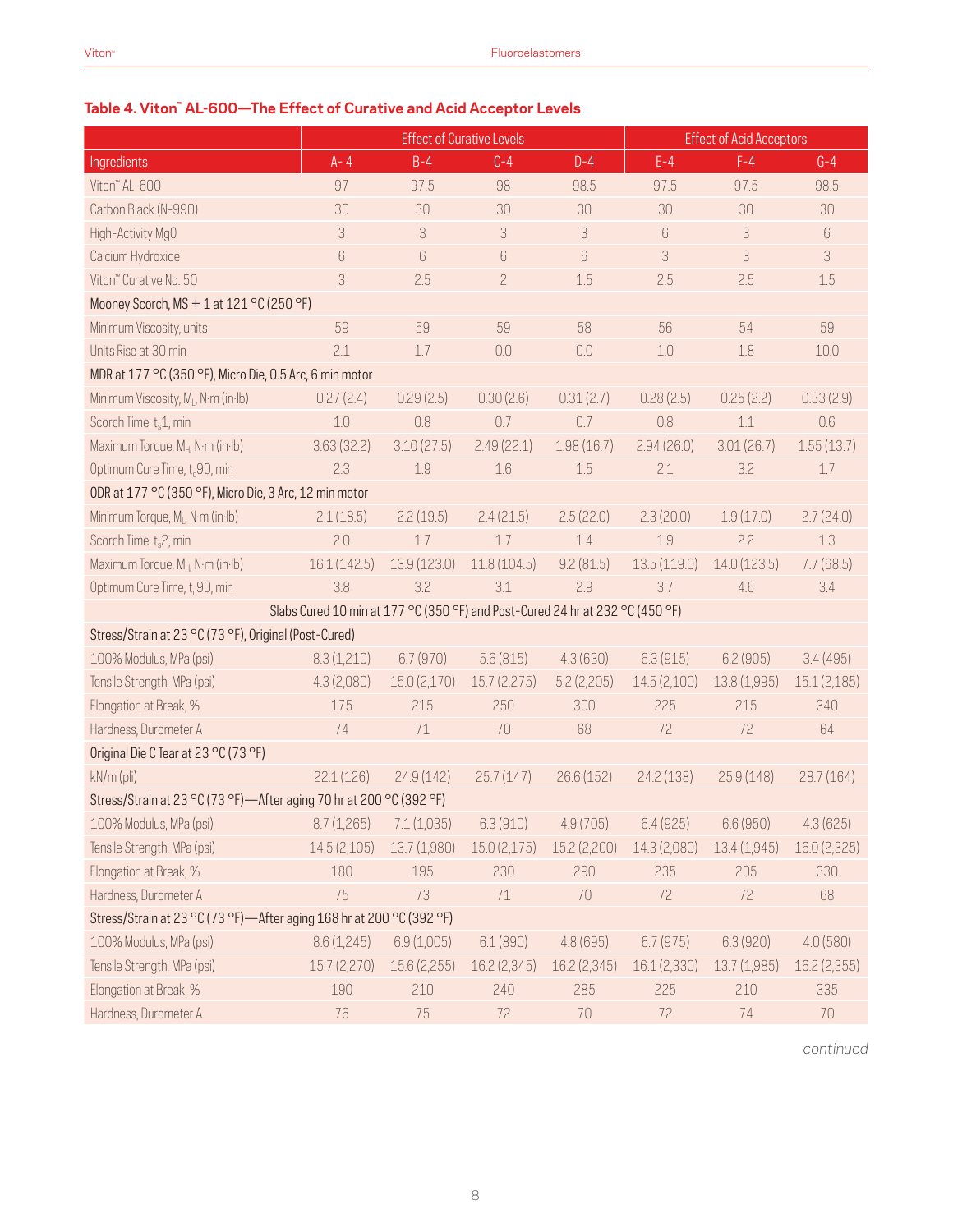## Table 4. Viton™ AL-600—The Effect of Curative and Acid Acceptor Levels

| | Effect of Curative Levels | | | | Effect of Acid Acceptors | | |
|---|---|---|---|---|---|---|---|
| Ingredients | A- 4 | B-4 | C-4 | D-4 | E-4 | F-4 | G-4 |
| Viton™ AL-600 | 97 | 97.5 | 98 | 98.5 | 97.5 | 97.5 | 98.5 |
| Carbon Black (N-990) | 30 | 30 | 30 | 30 | 30 | 30 | 30 |
| High-Activity MgO | 3 | 3 | 3 | 3 | 6 | 3 | 6 |
| Calcium Hydroxide | 6 | 6 | 6 | 6 | 3 | 3 | 3 |
| Viton™ Curative No. 50 | 3 | 2.5 | 2 | 1.5 | 2.5 | 2.5 | 1.5 |
| **Mooney Scorch, MS + 1 at 121 °C (250 °F)** | | | | | | | |
| Minimum Viscosity, units | 59 | 59 | 59 | 58 | 56 | 54 | 59 |
| Units Rise at 30 min | 2.1 | 1.7 | 0.0 | 0.0 | 1.0 | 1.8 | 10.0 |
| **MDR at 177 °C (350 °F), Micro Die, 0.5 Arc, 6 min motor** | | | | | | | |
| Minimum Viscosity, $M_L$, N·m (in·lb) | 0.27 (2.4) | 0.29 (2.5) | 0.30 (2.6) | 0.31 (2.7) | 0.28 (2.5) | 0.25 (2.2) | 0.33 (2.9) |
| Scorch Time, $t_s1$, min | 1.0 | 0.8 | 0.7 | 0.7 | 0.8 | 1.1 | 0.6 |
| Maximum Torque, $M_H$, N·m (in·lb) | 3.63 (32.2) | 3.10 (27.5) | 2.49 (22.1) | 1.98 (16.7) | 2.94 (26.0) | 3.01 (26.7) | 1.55 (13.7) |
| Optimum Cure Time, $t_c90$, min | 2.3 | 1.9 | 1.6 | 1.5 | 2.1 | 3.2 | 1.7 |
| **ODR at 177 °C (350 °F), Micro Die, 3 Arc, 12 min motor** | | | | | | | |
| Minimum Torque, $M_L$, N·m (in·lb) | 2.1 (18.5) | 2.2 (19.5) | 2.4 (21.5) | 2.5 (22.0) | 2.3 (20.0) | 1.9 (17.0) | 2.7 (24.0) |
| Scorch Time, $t_s2$, min | 2.0 | 1.7 | 1.7 | 1.4 | 1.9 | 2.2 | 1.3 |
| Maximum Torque, $M_H$, N·m (in·lb) | 16.1 (142.5) | 13.9 (123.0) | 11.8 (104.5) | 9.2 (81.5) | 13.5 (119.0) | 14.0 (123.5) | 7.7 (68.5) |
| Optimum Cure Time, $t_c90$, min | 3.8 | 3.2 | 3.1 | 2.9 | 3.7 | 4.6 | 3.4 |
| Slabs Cured 10 min at 177 °C (350 °F) and Post-Cured 24 hr at 232 °C (450 °F) | | | | | | | |
| **Stress/Strain at 23 °C (73 °F), Original (Post-Cured)** | | | | | | | |
| 100% Modulus, MPa (psi) | 8.3 (1,210) | 6.7 (970) | 5.6 (815) | 4.3 (630) | 6.3 (915) | 6.2 (905) | 3.4 (495) |
| Tensile Strength, MPa (psi) | 4.3 (2,080) | 15.0 (2,170) | 15.7 (2,275) | 5.2 (2,205) | 14.5 (2,100) | 13.8 (1,995) | 15.1 (2,185) |
| Elongation at Break, % | 175 | 215 | 250 | 300 | 225 | 215 | 340 |
| Hardness, Durometer A | 74 | 71 | 70 | 68 | 72 | 72 | 64 |
| **Original Die C Tear at 23 °C (73 °F)** | | | | | | | |
| kN/m (pli) | 22.1 (126) | 24.9 (142) | 25.7 (147) | 26.6 (152) | 24.2 (138) | 25.9 (148) | 28.7 (164) |
| **Stress/Strain at 23 °C (73 °F)—After aging 70 hr at 200 °C (392 °F)** | | | | | | | |
| 100% Modulus, MPa (psi) | 8.7 (1,265) | 7.1 (1,035) | 6.3 (910) | 4.9 (705) | 6.4 (925) | 6.6 (950) | 4.3 (625) |
| Tensile Strength, MPa (psi) | 14.5 (2,105) | 13.7 (1,980) | 15.0 (2,175) | 15.2 (2,200) | 14.3 (2,080) | 13.4 (1,945) | 16.0 (2,325) |
| Elongation at Break, % | 180 | 195 | 230 | 290 | 235 | 205 | 330 |
| Hardness, Durometer A | 75 | 73 | 71 | 70 | 72 | 72 | 68 |
| **Stress/Strain at 23 °C (73 °F)—After aging 168 hr at 200 °C (392 °F)** | | | | | | | |
| 100% Modulus, MPa (psi) | 8.6 (1,245) | 6.9 (1,005) | 6.1 (890) | 4.8 (695) | 6.7 (975) | 6.3 (920) | 4.0 (580) |
| Tensile Strength, MPa (psi) | 15.7 (2,270) | 15.6 (2,255) | 16.2 (2,345) | 16.2 (2,345) | 16.1 (2,330) | 13.7 (1,985) | 16.2 (2,355) |
| Elongation at Break, % | 190 | 210 | 240 | 285 | 225 | 210 | 335 |
| Hardness, Durometer A | 76 | 75 | 72 | 70 | 72 | 74 | 70 |

*continued*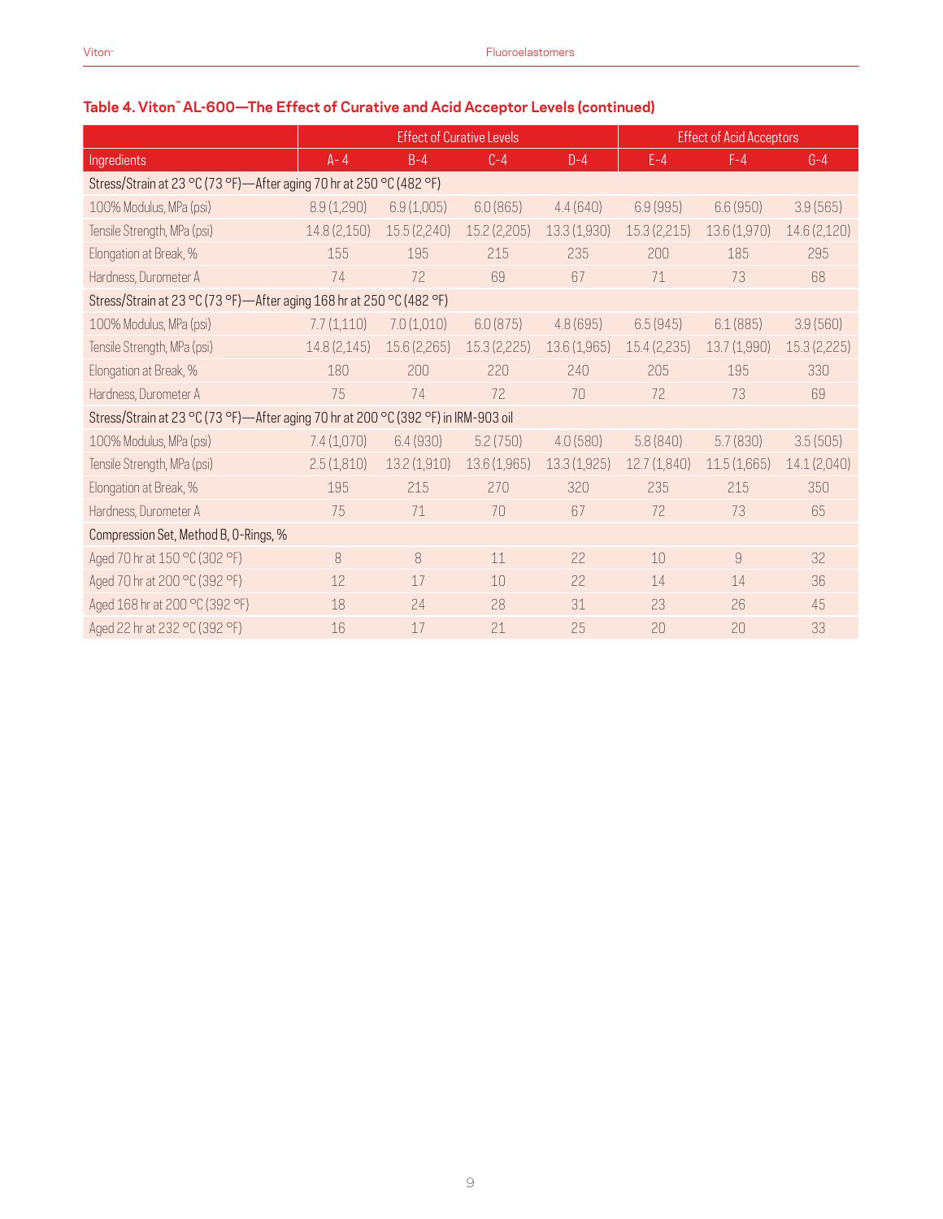### Table 4. Viton™ AL-600—The Effect of Curative and Acid Acceptor Levels (continued)

| | Effect of Curative Levels | | | | Effect of Acid Acceptors | | |
|---|---|---|---|---|---|---|---|
| Ingredients | A- 4 | B-4 | C-4 | D-4 | E-4 | F-4 | G-4 |
| Stress/Strain at 23 °C (73 °F)—After aging 70 hr at 250 °C (482 °F) | | | | | | | |
| 100% Modulus, MPa (psi) | 8.9 (1,290) | 6.9 (1,005) | 6.0 (865) | 4.4 (640) | 6.9 (995) | 6.6 (950) | 3.9 (565) |
| Tensile Strength, MPa (psi) | 14.8 (2,150) | 15.5 (2,240) | 15.2 (2,205) | 13.3 (1,930) | 15.3 (2,215) | 13.6 (1,970) | 14.6 (2,120) |
| Elongation at Break, % | 155 | 195 | 215 | 235 | 200 | 185 | 295 |
| Hardness, Durometer A | 74 | 72 | 69 | 67 | 71 | 73 | 68 |
| Stress/Strain at 23 °C (73 °F)—After aging 168 hr at 250 °C (482 °F) | | | | | | | |
| 100% Modulus, MPa (psi) | 7.7 (1,110) | 7.0 (1,010) | 6.0 (875) | 4.8 (695) | 6.5 (945) | 6.1 (885) | 3.9 (560) |
| Tensile Strength, MPa (psi) | 14.8 (2,145) | 15.6 (2,265) | 15.3 (2,225) | 13.6 (1,965) | 15.4 (2,235) | 13.7 (1,990) | 15.3 (2,225) |
| Elongation at Break, % | 180 | 200 | 220 | 240 | 205 | 195 | 330 |
| Hardness, Durometer A | 75 | 74 | 72 | 70 | 72 | 73 | 69 |
| Stress/Strain at 23 °C (73 °F)—After aging 70 hr at 200 °C (392 °F) in IRM-903 oil | | | | | | | |
| 100% Modulus, MPa (psi) | 7.4 (1,070) | 6.4 (930) | 5.2 (750) | 4.0 (580) | 5.8 (840) | 5.7 (830) | 3.5 (505) |
| Tensile Strength, MPa (psi) | 2.5 (1,810) | 13.2 (1,910) | 13.6 (1,965) | 13.3 (1,925) | 12.7 (1,840) | 11.5 (1,665) | 14.1 (2,040) |
| Elongation at Break, % | 195 | 215 | 270 | 320 | 235 | 215 | 350 |
| Hardness, Durometer A | 75 | 71 | 70 | 67 | 72 | 73 | 65 |
| Compression Set, Method B, O-Rings, % | | | | | | | |
| Aged 70 hr at 150 °C (302 °F) | 8 | 8 | 11 | 22 | 10 | 9 | 32 |
| Aged 70 hr at 200 °C (392 °F) | 12 | 17 | 10 | 22 | 14 | 14 | 36 |
| Aged 168 hr at 200 °C (392 °F) | 18 | 24 | 28 | 31 | 23 | 26 | 45 |
| Aged 22 hr at 232 °C (392 °F) | 16 | 17 | 21 | 25 | 20 | 20 | 33 |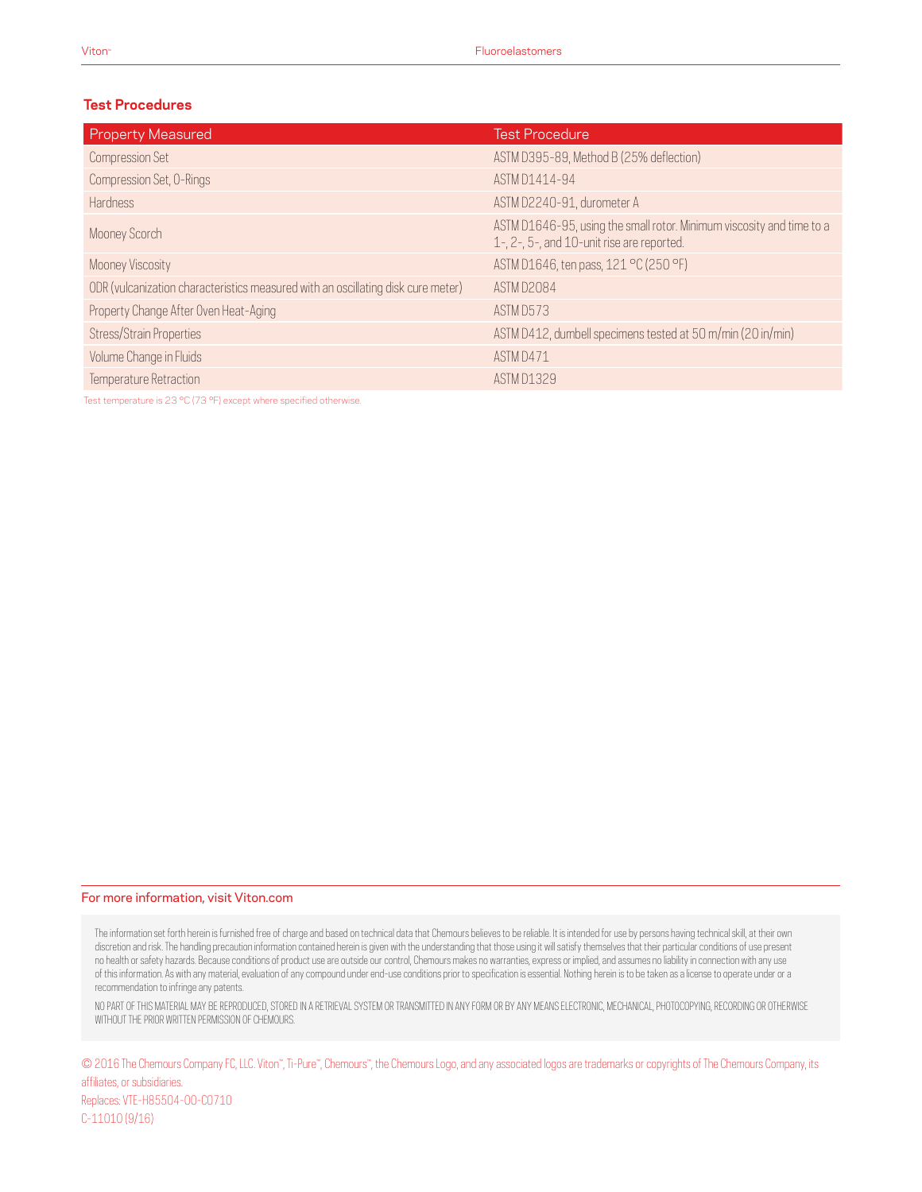## Test Procedures

| Property Measured | Test Procedure |
|---|---|
| Compression Set | ASTM D395-89, Method B (25% deflection) |
| Compression Set, O-Rings | ASTM D1414-94 |
| Hardness | ASTM D2240-91, durometer A |
| Mooney Scorch | ASTM D1646-95, using the small rotor. Minimum viscosity and time to a 1-, 2-, 5-, and 10-unit rise are reported. |
| Mooney Viscosity | ASTM D1646, ten pass, 121 °C (250 °F) |
| ODR (vulcanization characteristics measured with an oscillating disk cure meter) | ASTM D2084 |
| Property Change After Oven Heat-Aging | ASTM D573 |
| Stress/Strain Properties | ASTM D412, dumbell specimens tested at 50 m/min (20 in/min) |
| Volume Change in Fluids | ASTM D471 |
| Temperature Retraction | ASTM D1329 |

Test temperature is 23 °C (73 °F) except where specified otherwise.

For more information, visit Viton.com

The information set forth herein is furnished free of charge and based on technical data that Chemours believes to be reliable. It is intended for use by persons having technical skill, at their own discretion and risk. The handling precaution information contained herein is given with the understanding that those using it will satisfy themselves that their particular conditions of use present no health or safety hazards. Because conditions of product use are outside our control, Chemours makes no warranties, express or implied, and assumes no liability in connection with any use of this information. As with any material, evaluation of any compound under end-use conditions prior to specification is essential. Nothing herein is to be taken as a license to operate under or a recommendation to infringe any patents.

NO PART OF THIS MATERIAL MAY BE REPRODUCED, STORED IN A RETRIEVAL SYSTEM OR TRANSMITTED IN ANY FORM OR BY ANY MEANS ELECTRONIC, MECHANICAL, PHOTOCOPYING, RECORDING OR OTHERWISE WITHOUT THE PRIOR WRITTEN PERMISSION OF CHEMOURS.

© 2016 The Chemours Company FC, LLC. Viton™, Ti-Pure™, Chemours™, the Chemours Logo, and any associated logos are trademarks or copyrights of The Chemours Company, its affiliates, or subsidiaries.

Replaces: VTE-H85504-00-C0710

C-11010 (9/16)